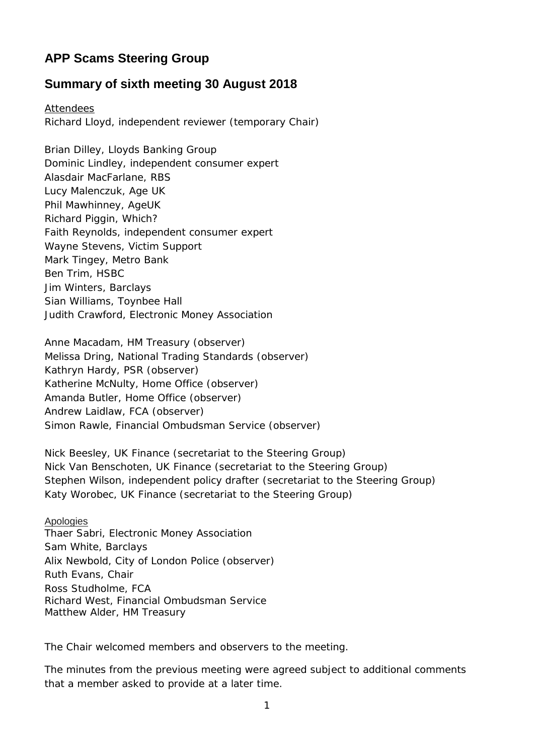## APP Scams Steering Group

## Summary of sixth meeting 30 August 2018

Attendees

Richard Lloyd, independent reviewer (temporary Chair)

Brian Dilley, Lloyds Banking Group
Dominic Lindley, independent consumer expert
Alasdair MacFarlane, RBS
Lucy Malenczuk, Age UK
Phil Mawhinney, AgeUK
Richard Piggin, Which?
Faith Reynolds, independent consumer expert
Wayne Stevens, Victim Support
Mark Tingey, Metro Bank
Ben Trim, HSBC
Jim Winters, Barclays
Sian Williams, Toynbee Hall
Judith Crawford, Electronic Money Association

Anne Macadam, HM Treasury (observer)
Melissa Dring, National Trading Standards (observer)
Kathryn Hardy, PSR (observer)
Katherine McNulty, Home Office (observer)
Amanda Butler, Home Office (observer)
Andrew Laidlaw, FCA (observer)
Simon Rawle, Financial Ombudsman Service (observer)

Nick Beesley, UK Finance (secretariat to the Steering Group)
Nick Van Benschoten, UK Finance (secretariat to the Steering Group)
Stephen Wilson, independent policy drafter (secretariat to the Steering Group)
Katy Worobec, UK Finance (secretariat to the Steering Group)

Apologies

Thaer Sabri, Electronic Money Association
Sam White, Barclays
Alix Newbold, City of London Police (observer)
Ruth Evans, Chair
Ross Studholme, FCA
Richard West, Financial Ombudsman Service
Matthew Alder, HM Treasury

The Chair welcomed members and observers to the meeting.

The minutes from the previous meeting were agreed subject to additional comments that a member asked to provide at a later time.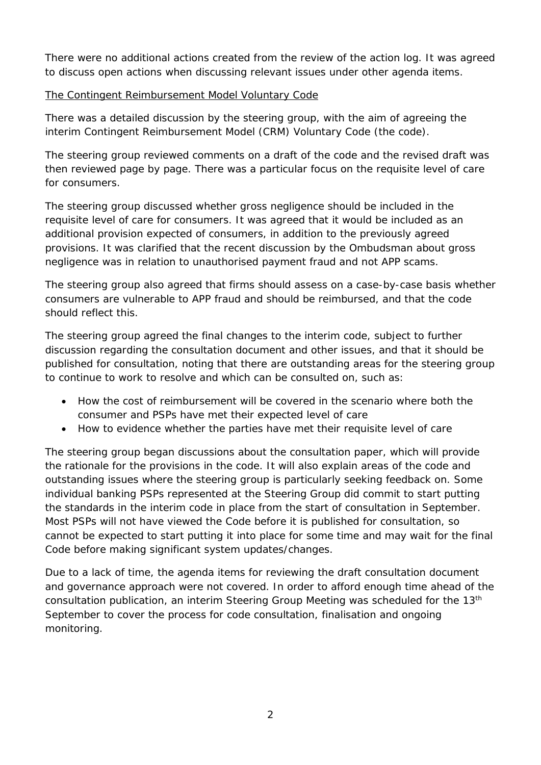There were no additional actions created from the review of the action log. It was agreed to discuss open actions when discussing relevant issues under other agenda items.

The Contingent Reimbursement Model Voluntary Code

There was a detailed discussion by the steering group, with the aim of agreeing the interim Contingent Reimbursement Model (CRM) Voluntary Code (the code).

The steering group reviewed comments on a draft of the code and the revised draft was then reviewed page by page. There was a particular focus on the requisite level of care for consumers.

The steering group discussed whether gross negligence should be included in the requisite level of care for consumers. It was agreed that it would be included as an additional provision expected of consumers, in addition to the previously agreed provisions. It was clarified that the recent discussion by the Ombudsman about gross negligence was in relation to unauthorised payment fraud and not APP scams.

The steering group also agreed that firms should assess on a case-by-case basis whether consumers are vulnerable to APP fraud and should be reimbursed, and that the code should reflect this.

The steering group agreed the final changes to the interim code, subject to further discussion regarding the consultation document and other issues, and that it should be published for consultation, noting that there are outstanding areas for the steering group to continue to work to resolve and which can be consulted on, such as:

- How the cost of reimbursement will be covered in the scenario where both the consumer and PSPs have met their expected level of care
- How to evidence whether the parties have met their requisite level of care

The steering group began discussions about the consultation paper, which will provide the rationale for the provisions in the code. It will also explain areas of the code and outstanding issues where the steering group is particularly seeking feedback on. Some individual banking PSPs represented at the Steering Group did commit to start putting the standards in the interim code in place from the start of consultation in September. Most PSPs will not have viewed the Code before it is published for consultation, so cannot be expected to start putting it into place for some time and may wait for the final Code before making significant system updates/changes.

Due to a lack of time, the agenda items for reviewing the draft consultation document and governance approach were not covered. In order to afford enough time ahead of the consultation publication, an interim Steering Group Meeting was scheduled for the 13th September to cover the process for code consultation, finalisation and ongoing monitoring.